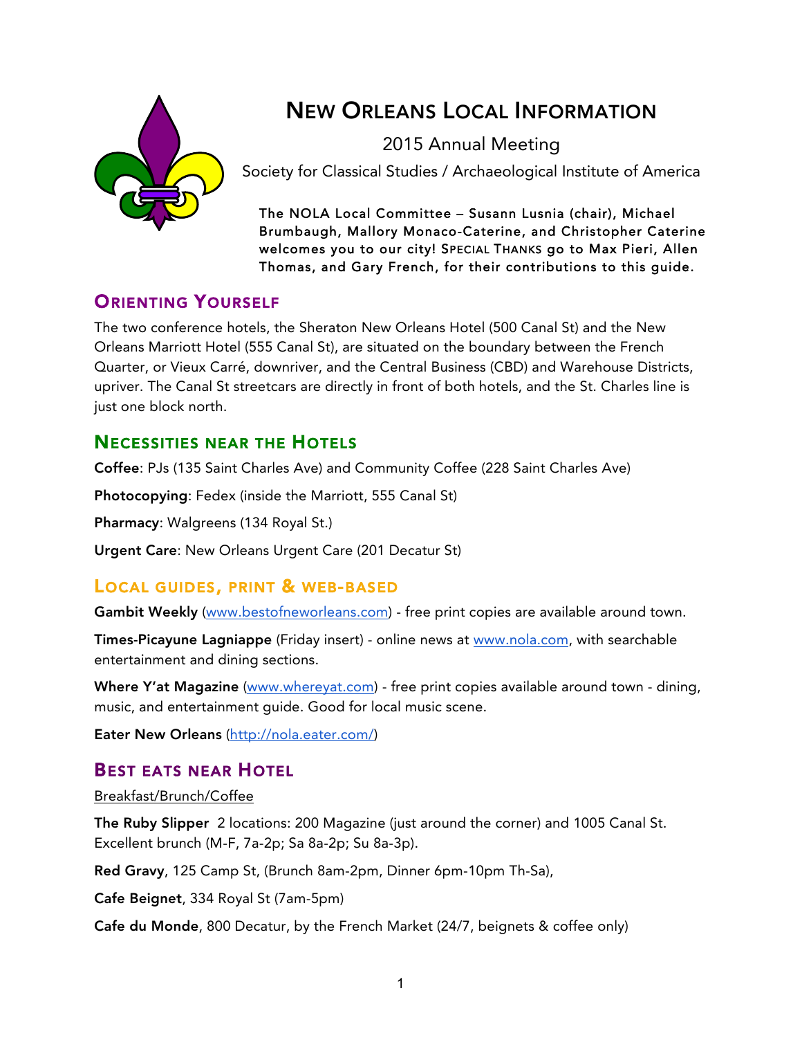# New Orleans Local Information

2015 Annual Meeting

Society for Classical Studies / Archaeological Institute of America

The NOLA Local Committee – Susann Lusnia (chair), Michael Brumbaugh, Mallory Monaco-Caterine, and Christopher Caterine welcomes you to our city! Special Thanks go to Max Pieri, Allen Thomas, and Gary French, for their contributions to this guide.

## Orienting Yourself

The two conference hotels, the Sheraton New Orleans Hotel (500 Canal St) and the New Orleans Marriott Hotel (555 Canal St), are situated on the boundary between the French Quarter, or Vieux Carré, downriver, and the Central Business (CBD) and Warehouse Districts, upriver. The Canal St streetcars are directly in front of both hotels, and the St. Charles line is just one block north.

## Necessities near the Hotels

**Coffee**: PJs (135 Saint Charles Ave) and Community Coffee (228 Saint Charles Ave)

**Photocopying**: Fedex (inside the Marriott, 555 Canal St)

**Pharmacy**: Walgreens (134 Royal St.)

**Urgent Care**: New Orleans Urgent Care (201 Decatur St)

## Local guides, print & web-based

**Gambit Weekly** (www.bestofneworleans.com) - free print copies are available around town.

**Times-Picayune Lagniappe** (Friday insert) - online news at www.nola.com, with searchable entertainment and dining sections.

**Where Y'at Magazine** (www.whereyat.com) - free print copies available around town - dining, music, and entertainment guide. Good for local music scene.

**Eater New Orleans** (http://nola.eater.com/)

## Best eats near Hotel

Breakfast/Brunch/Coffee

**The Ruby Slipper** 2 locations: 200 Magazine (just around the corner) and 1005 Canal St. Excellent brunch (M-F, 7a-2p; Sa 8a-2p; Su 8a-3p).

**Red Gravy**, 125 Camp St, (Brunch 8am-2pm, Dinner 6pm-10pm Th-Sa),

**Cafe Beignet**, 334 Royal St (7am-5pm)

**Cafe du Monde**, 800 Decatur, by the French Market (24/7, beignets & coffee only)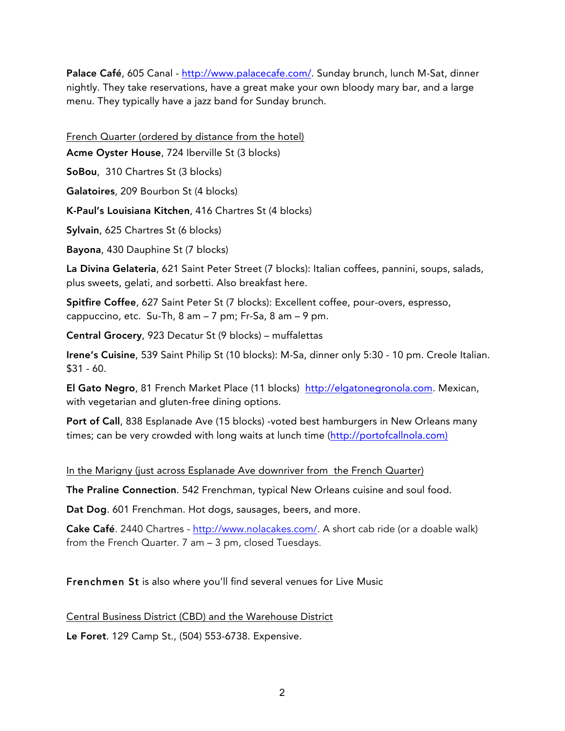**Palace Café**, 605 Canal - [http://www.palacecafe.com/](http://www.palacecafe.com/). Sunday brunch, lunch M-Sat, dinner nightly. They take reservations, have a great make your own bloody mary bar, and a large menu. They typically have a jazz band for Sunday brunch.

<u>French Quarter (ordered by distance from the hotel)</u>

**Acme Oyster House**, 724 Iberville St (3 blocks)

**SoBou**, 310 Chartres St (3 blocks)

**Galatoires**, 209 Bourbon St (4 blocks)

**K-Paul's Louisiana Kitchen**, 416 Chartres St (4 blocks)

**Sylvain**, 625 Chartres St (6 blocks)

**Bayona**, 430 Dauphine St (7 blocks)

**La Divina Gelateria**, 621 Saint Peter Street (7 blocks): Italian coffees, pannini, soups, salads, plus sweets, gelati, and sorbetti. Also breakfast here.

**Spitfire Coffee**, 627 Saint Peter St (7 blocks): Excellent coffee, pour-overs, espresso, cappuccino, etc. Su-Th, 8 am – 7 pm; Fr-Sa, 8 am – 9 pm.

**Central Grocery**, 923 Decatur St (9 blocks) – muffalettas

**Irene's Cuisine**, 539 Saint Philip St (10 blocks): M-Sa, dinner only 5:30 - 10 pm. Creole Italian. $31 - 60.

**El Gato Negro**, 81 French Market Place (11 blocks) [http://elgatonegronola.com](http://elgatonegronola.com). Mexican, with vegetarian and gluten-free dining options.

**Port of Call**, 838 Esplanade Ave (15 blocks) -voted best hamburgers in New Orleans many times; can be very crowded with long waits at lunch time ([http://portofcallnola.com](http://portofcallnola.com))

<u>In the Marigny (just across Esplanade Ave downriver from the French Quarter)</u>

**The Praline Connection**. 542 Frenchman, typical New Orleans cuisine and soul food.

**Dat Dog**. 601 Frenchman. Hot dogs, sausages, beers, and more.

**Cake Café**. 2440 Chartres - [http://www.nolacakes.com/](http://www.nolacakes.com/). A short cab ride (or a doable walk) from the French Quarter. 7 am – 3 pm, closed Tuesdays.

Frenchmen St is also where you'll find several venues for Live Music

<u>Central Business District (CBD) and the Warehouse District</u>

**Le Foret**. 129 Camp St., (504) 553-6738. Expensive.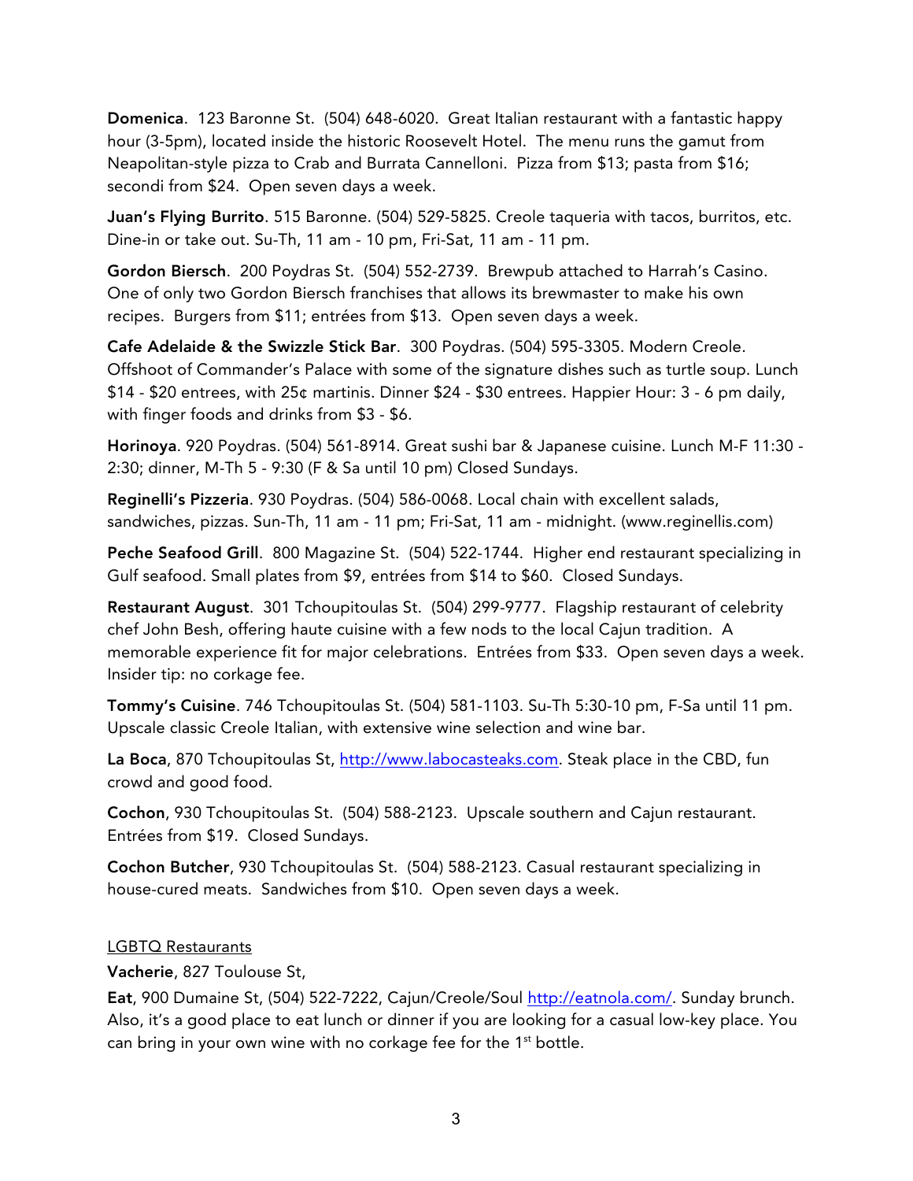**Domenica**. 123 Baronne St. (504) 648-6020. Great Italian restaurant with a fantastic happy hour (3-5pm), located inside the historic Roosevelt Hotel. The menu runs the gamut from Neapolitan-style pizza to Crab and Burrata Cannelloni. Pizza from $13; pasta from $16; secondi from $24. Open seven days a week.

**Juan's Flying Burrito**. 515 Baronne. (504) 529-5825. Creole taqueria with tacos, burritos, etc. Dine-in or take out. Su-Th, 11 am - 10 pm, Fri-Sat, 11 am - 11 pm.

**Gordon Biersch**. 200 Poydras St. (504) 552-2739. Brewpub attached to Harrah's Casino. One of only two Gordon Biersch franchises that allows its brewmaster to make his own recipes. Burgers from $11; entrées from $13. Open seven days a week.

**Cafe Adelaide & the Swizzle Stick Bar**. 300 Poydras. (504) 595-3305. Modern Creole. Offshoot of Commander's Palace with some of the signature dishes such as turtle soup. Lunch $14 - $20 entrees, with 25¢ martinis. Dinner $24 - $30 entrees. Happier Hour: 3 - 6 pm daily, with finger foods and drinks from $3 - $6.

**Horinoya**. 920 Poydras. (504) 561-8914. Great sushi bar & Japanese cuisine. Lunch M-F 11:30 - 2:30; dinner, M-Th 5 - 9:30 (F & Sa until 10 pm) Closed Sundays.

**Reginelli's Pizzeria**. 930 Poydras. (504) 586-0068. Local chain with excellent salads, sandwiches, pizzas. Sun-Th, 11 am - 11 pm; Fri-Sat, 11 am - midnight. (www.reginellis.com)

**Peche Seafood Grill**. 800 Magazine St. (504) 522-1744. Higher end restaurant specializing in Gulf seafood. Small plates from $9, entrées from $14 to $60. Closed Sundays.

**Restaurant August**. 301 Tchoupitoulas St. (504) 299-9777. Flagship restaurant of celebrity chef John Besh, offering haute cuisine with a few nods to the local Cajun tradition. A memorable experience fit for major celebrations. Entrées from $33. Open seven days a week. Insider tip: no corkage fee.

**Tommy's Cuisine**. 746 Tchoupitoulas St. (504) 581-1103. Su-Th 5:30-10 pm, F-Sa until 11 pm. Upscale classic Creole Italian, with extensive wine selection and wine bar.

**La Boca**, 870 Tchoupitoulas St, [http://www.labocasteaks.com](http://www.labocasteaks.com). Steak place in the CBD, fun crowd and good food.

**Cochon**, 930 Tchoupitoulas St. (504) 588-2123. Upscale southern and Cajun restaurant. Entrées from $19. Closed Sundays.

**Cochon Butcher**, 930 Tchoupitoulas St. (504) 588-2123. Casual restaurant specializing in house-cured meats. Sandwiches from $10. Open seven days a week.

<u>LGBTQ Restaurants</u>

**Vacherie**, 827 Toulouse St,

**Eat**, 900 Dumaine St, (504) 522-7222, Cajun/Creole/Soul [http://eatnola.com/](http://eatnola.com/). Sunday brunch. Also, it's a good place to eat lunch or dinner if you are looking for a casual low-key place. You can bring in your own wine with no corkage fee for the 1st bottle.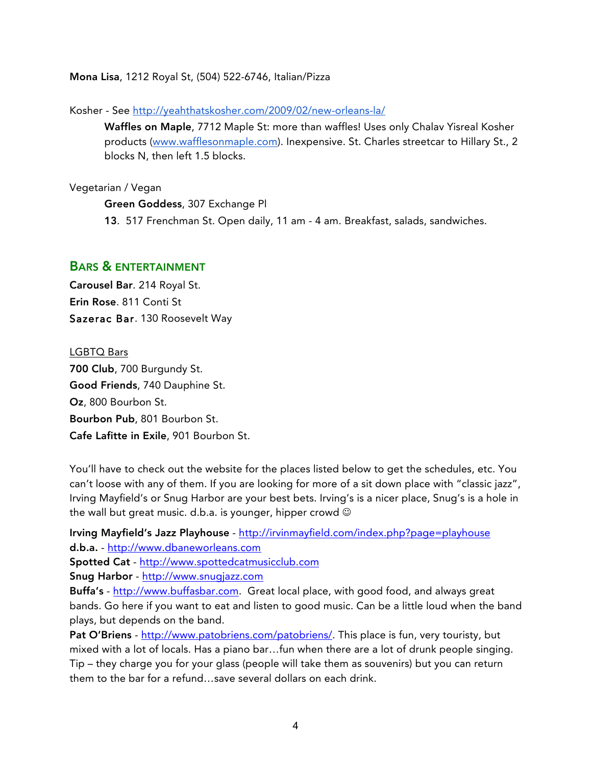**Mona Lisa**, 1212 Royal St, (504) 522-6746, Italian/Pizza

Kosher - See [http://yeahthatskosher.com/2009/02/new-orleans-la/](http://yeahthatskosher.com/2009/02/new-orleans-la/)

> **Waffles on Maple**, 7712 Maple St: more than waffles! Uses only Chalav Yisreal Kosher products ([www.wafflesonmaple.com](http://www.wafflesonmaple.com)). Inexpensive. St. Charles streetcar to Hillary St., 2 blocks N, then left 1.5 blocks.

Vegetarian / Vegan

> **Green Goddess**, 307 Exchange Pl
>
> **13**. 517 Frenchman St. Open daily, 11 am - 4 am. Breakfast, salads, sandwiches.

## Bars & Entertainment

**Carousel Bar**. 214 Royal St.
**Erin Rose**. 811 Conti St
**Sazerac Bar**. 130 Roosevelt Way

LGBTQ Bars
**700 Club**, 700 Burgundy St.
**Good Friends**, 740 Dauphine St.
**Oz**, 800 Bourbon St.
**Bourbon Pub**, 801 Bourbon St.
**Cafe Lafitte in Exile**, 901 Bourbon St.

You'll have to check out the website for the places listed below to get the schedules, etc. You can't loose with any of them. If you are looking for more of a sit down place with "classic jazz", Irving Mayfield's or Snug Harbor are your best bets. Irving's is a nicer place, Snug's is a hole in the wall but great music. d.b.a. is younger, hipper crowd ☺

**Irving Mayfield's Jazz Playhouse** - [http://irvinmayfield.com/index.php?page=playhouse](http://irvinmayfield.com/index.php?page=playhouse)
**d.b.a.** - [http://www.dbaneworleans.com](http://www.dbaneworleans.com)
**Spotted Cat** - [http://www.spottedcatmusicclub.com](http://www.spottedcatmusicclub.com)
**Snug Harbor** - [http://www.snugjazz.com](http://www.snugjazz.com)
**Buffa's** - [http://www.buffasbar.com](http://www.buffasbar.com). Great local place, with good food, and always great bands. Go here if you want to eat and listen to good music. Can be a little loud when the band plays, but depends on the band.
**Pat O'Briens** - [http://www.patobriens.com/patobriens/](http://www.patobriens.com/patobriens/). This place is fun, very touristy, but mixed with a lot of locals. Has a piano bar…fun when there are a lot of drunk people singing. Tip – they charge you for your glass (people will take them as souvenirs) but you can return them to the bar for a refund…save several dollars on each drink.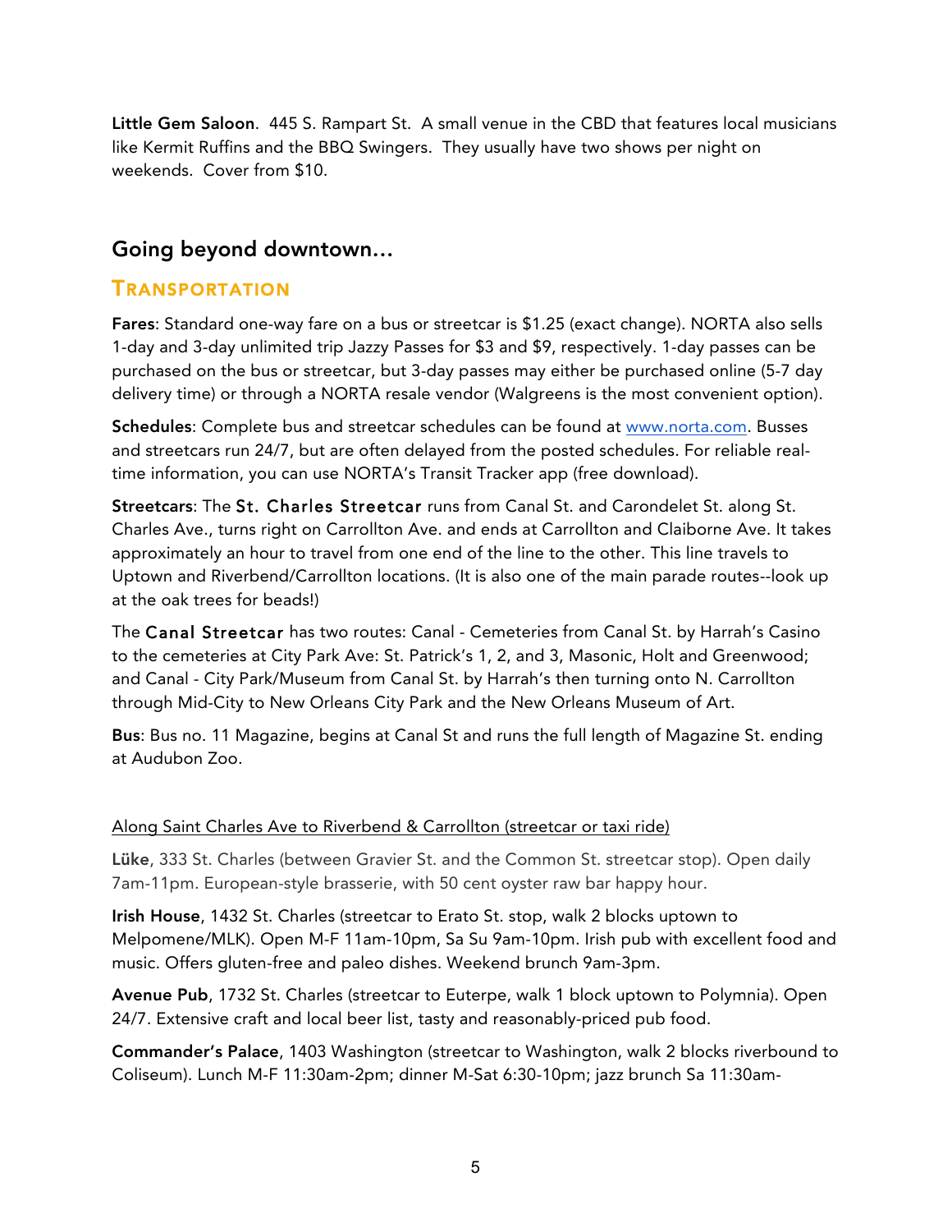**Little Gem Saloon**. 445 S. Rampart St. A small venue in the CBD that features local musicians like Kermit Ruffins and the BBQ Swingers. They usually have two shows per night on weekends. Cover from $10.

## Going beyond downtown…

### TRANSPORTATION

**Fares**: Standard one-way fare on a bus or streetcar is $1.25 (exact change). NORTA also sells 1-day and 3-day unlimited trip Jazzy Passes for $3 and $9, respectively. 1-day passes can be purchased on the bus or streetcar, but 3-day passes may either be purchased online (5-7 day delivery time) or through a NORTA resale vendor (Walgreens is the most convenient option).

**Schedules**: Complete bus and streetcar schedules can be found at [www.norta.com](http://www.norta.com). Busses and streetcars run 24/7, but are often delayed from the posted schedules. For reliable real-time information, you can use NORTA's Transit Tracker app (free download).

**Streetcars**: The St. Charles Streetcar runs from Canal St. and Carondelet St. along St. Charles Ave., turns right on Carrollton Ave. and ends at Carrollton and Claiborne Ave. It takes approximately an hour to travel from one end of the line to the other. This line travels to Uptown and Riverbend/Carrollton locations. (It is also one of the main parade routes--look up at the oak trees for beads!)

The Canal Streetcar has two routes: Canal - Cemeteries from Canal St. by Harrah's Casino to the cemeteries at City Park Ave: St. Patrick's 1, 2, and 3, Masonic, Holt and Greenwood; and Canal - City Park/Museum from Canal St. by Harrah's then turning onto N. Carrollton through Mid-City to New Orleans City Park and the New Orleans Museum of Art.

**Bus**: Bus no. 11 Magazine, begins at Canal St and runs the full length of Magazine St. ending at Audubon Zoo.

<u>Along Saint Charles Ave to Riverbend & Carrollton (streetcar or taxi ride)</u>

**Lüke**, 333 St. Charles (between Gravier St. and the Common St. streetcar stop). Open daily 7am-11pm. European-style brasserie, with 50 cent oyster raw bar happy hour.

**Irish House**, 1432 St. Charles (streetcar to Erato St. stop, walk 2 blocks uptown to Melpomene/MLK). Open M-F 11am-10pm, Sa Su 9am-10pm. Irish pub with excellent food and music. Offers gluten-free and paleo dishes. Weekend brunch 9am-3pm.

**Avenue Pub**, 1732 St. Charles (streetcar to Euterpe, walk 1 block uptown to Polymnia). Open 24/7. Extensive craft and local beer list, tasty and reasonably-priced pub food.

**Commander's Palace**, 1403 Washington (streetcar to Washington, walk 2 blocks riverbound to Coliseum). Lunch M-F 11:30am-2pm; dinner M-Sat 6:30-10pm; jazz brunch Sa 11:30am-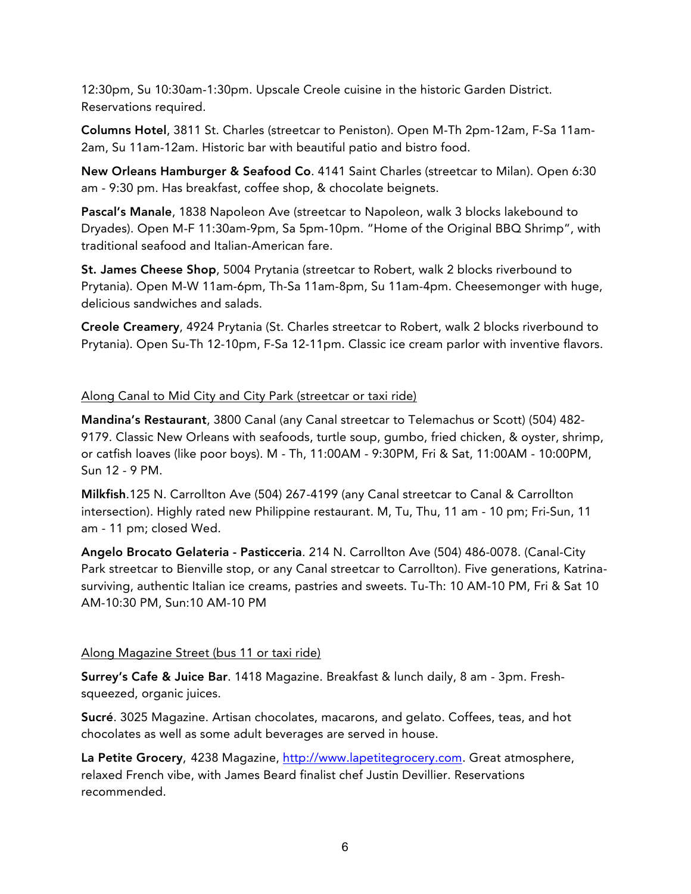12:30pm, Su 10:30am-1:30pm. Upscale Creole cuisine in the historic Garden District. Reservations required.

**Columns Hotel**, 3811 St. Charles (streetcar to Peniston). Open M-Th 2pm-12am, F-Sa 11am-2am, Su 11am-12am. Historic bar with beautiful patio and bistro food.

**New Orleans Hamburger & Seafood Co**. 4141 Saint Charles (streetcar to Milan). Open 6:30 am - 9:30 pm. Has breakfast, coffee shop, & chocolate beignets.

**Pascal's Manale**, 1838 Napoleon Ave (streetcar to Napoleon, walk 3 blocks lakebound to Dryades). Open M-F 11:30am-9pm, Sa 5pm-10pm. "Home of the Original BBQ Shrimp", with traditional seafood and Italian-American fare.

**St. James Cheese Shop**, 5004 Prytania (streetcar to Robert, walk 2 blocks riverbound to Prytania). Open M-W 11am-6pm, Th-Sa 11am-8pm, Su 11am-4pm. Cheesemonger with huge, delicious sandwiches and salads.

**Creole Creamery**, 4924 Prytania (St. Charles streetcar to Robert, walk 2 blocks riverbound to Prytania). Open Su-Th 12-10pm, F-Sa 12-11pm. Classic ice cream parlor with inventive flavors.

<u>Along Canal to Mid City and City Park (streetcar or taxi ride)</u>

**Mandina's Restaurant**, 3800 Canal (any Canal streetcar to Telemachus or Scott) (504) 482-9179. Classic New Orleans with seafoods, turtle soup, gumbo, fried chicken, & oyster, shrimp, or catfish loaves (like poor boys). M - Th, 11:00AM - 9:30PM, Fri & Sat, 11:00AM - 10:00PM, Sun 12 - 9 PM.

**Milkfish**.125 N. Carrollton Ave (504) 267-4199 (any Canal streetcar to Canal & Carrollton intersection). Highly rated new Philippine restaurant. M, Tu, Thu, 11 am - 10 pm; Fri-Sun, 11 am - 11 pm; closed Wed.

**Angelo Brocato Gelateria - Pasticceria**. 214 N. Carrollton Ave (504) 486-0078. (Canal-City Park streetcar to Bienville stop, or any Canal streetcar to Carrollton). Five generations, Katrina-surviving, authentic Italian ice creams, pastries and sweets. Tu-Th: 10 AM-10 PM, Fri & Sat 10 AM-10:30 PM, Sun:10 AM-10 PM

<u>Along Magazine Street (bus 11 or taxi ride)</u>

**Surrey's Cafe & Juice Bar**. 1418 Magazine. Breakfast & lunch daily, 8 am - 3pm. Fresh-squeezed, organic juices.

**Sucré**. 3025 Magazine. Artisan chocolates, macarons, and gelato. Coffees, teas, and hot chocolates as well as some adult beverages are served in house.

**La Petite Grocery**, 4238 Magazine, [http://www.lapetitegrocery.com](http://www.lapetitegrocery.com). Great atmosphere, relaxed French vibe, with James Beard finalist chef Justin Devillier. Reservations recommended.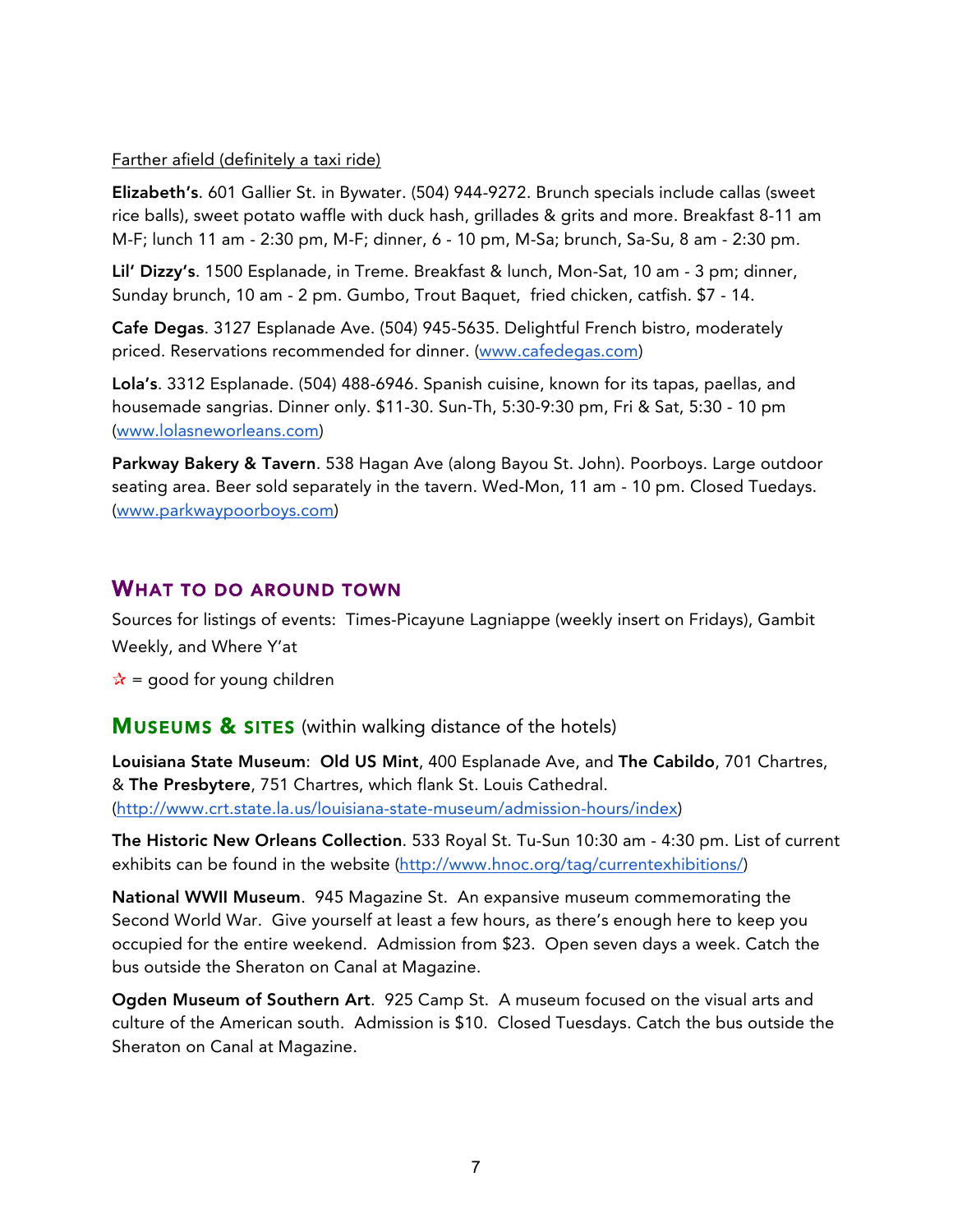Farther afield (definitely a taxi ride)

**Elizabeth's**. 601 Gallier St. in Bywater. (504) 944-9272. Brunch specials include callas (sweet rice balls), sweet potato waffle with duck hash, grillades & grits and more. Breakfast 8-11 am M-F; lunch 11 am - 2:30 pm, M-F; dinner, 6 - 10 pm, M-Sa; brunch, Sa-Su, 8 am - 2:30 pm.

**Lil' Dizzy's**. 1500 Esplanade, in Treme. Breakfast & lunch, Mon-Sat, 10 am - 3 pm; dinner, Sunday brunch, 10 am - 2 pm. Gumbo, Trout Baquet, fried chicken, catfish. $7 - 14.

**Cafe Degas**. 3127 Esplanade Ave. (504) 945-5635. Delightful French bistro, moderately priced. Reservations recommended for dinner. (www.cafedegas.com)

**Lola's**. 3312 Esplanade. (504) 488-6946. Spanish cuisine, known for its tapas, paellas, and housemade sangrias. Dinner only. $11-30. Sun-Th, 5:30-9:30 pm, Fri & Sat, 5:30 - 10 pm (www.lolasneworleans.com)

**Parkway Bakery & Tavern**. 538 Hagan Ave (along Bayou St. John). Poorboys. Large outdoor seating area. Beer sold separately in the tavern. Wed-Mon, 11 am - 10 pm. Closed Tuedays. (www.parkwaypoorboys.com)

## What to do around town

Sources for listings of events: Times-Picayune Lagniappe (weekly insert on Fridays), Gambit Weekly, and Where Y'at

☆ = good for young children

### Museums & sites (within walking distance of the hotels)

**Louisiana State Museum**: **Old US Mint**, 400 Esplanade Ave, and **The Cabildo**, 701 Chartres, & **The Presbytere**, 751 Chartres, which flank St. Louis Cathedral. (http://www.crt.state.la.us/louisiana-state-museum/admission-hours/index)

**The Historic New Orleans Collection**. 533 Royal St. Tu-Sun 10:30 am - 4:30 pm. List of current exhibits can be found in the website (http://www.hnoc.org/tag/currentexhibitions/)

**National WWII Museum**. 945 Magazine St. An expansive museum commemorating the Second World War. Give yourself at least a few hours, as there's enough here to keep you occupied for the entire weekend. Admission from $23. Open seven days a week. Catch the bus outside the Sheraton on Canal at Magazine.

**Ogden Museum of Southern Art**. 925 Camp St. A museum focused on the visual arts and culture of the American south. Admission is $10. Closed Tuesdays. Catch the bus outside the Sheraton on Canal at Magazine.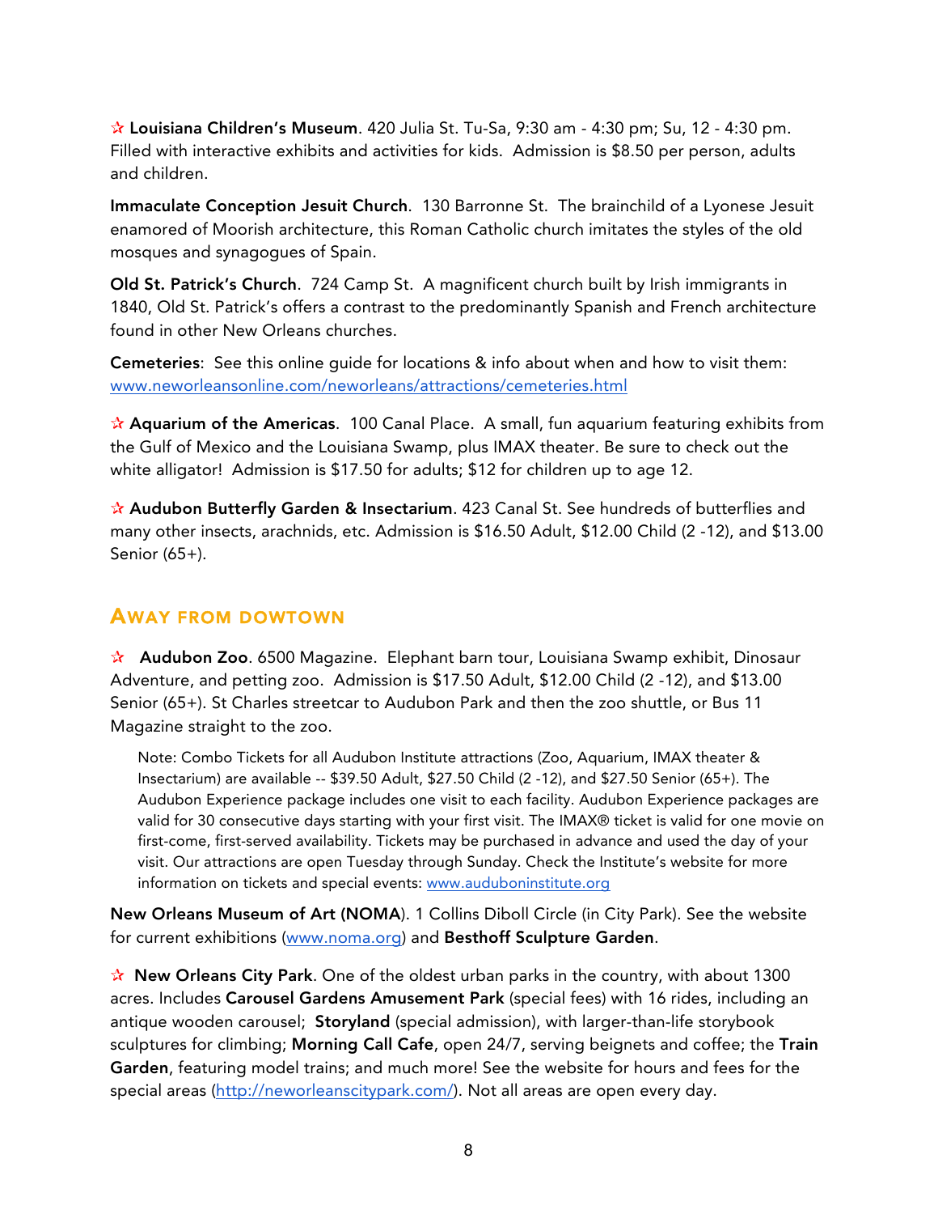✰ **Louisiana Children's Museum**. 420 Julia St. Tu-Sa, 9:30 am - 4:30 pm; Su, 12 - 4:30 pm. Filled with interactive exhibits and activities for kids. Admission is $8.50 per person, adults and children.

**Immaculate Conception Jesuit Church**. 130 Barronne St. The brainchild of a Lyonese Jesuit enamored of Moorish architecture, this Roman Catholic church imitates the styles of the old mosques and synagogues of Spain.

**Old St. Patrick's Church**. 724 Camp St. A magnificent church built by Irish immigrants in 1840, Old St. Patrick's offers a contrast to the predominantly Spanish and French architecture found in other New Orleans churches.

**Cemeteries**: See this online guide for locations & info about when and how to visit them: [www.neworleansonline.com/neworleans/attractions/cemeteries.html](www.neworleansonline.com/neworleans/attractions/cemeteries.html)

✰ **Aquarium of the Americas**. 100 Canal Place. A small, fun aquarium featuring exhibits from the Gulf of Mexico and the Louisiana Swamp, plus IMAX theater. Be sure to check out the white alligator! Admission is $17.50 for adults; $12 for children up to age 12.

✰ **Audubon Butterfly Garden & Insectarium**. 423 Canal St. See hundreds of butterflies and many other insects, arachnids, etc. Admission is $16.50 Adult, $12.00 Child (2 -12), and $13.00 Senior (65+).

## Away from Dowtown

✰ **Audubon Zoo**. 6500 Magazine. Elephant barn tour, Louisiana Swamp exhibit, Dinosaur Adventure, and petting zoo. Admission is $17.50 Adult, $12.00 Child (2 -12), and $13.00 Senior (65+). St Charles streetcar to Audubon Park and then the zoo shuttle, or Bus 11 Magazine straight to the zoo.

> Note: Combo Tickets for all Audubon Institute attractions (Zoo, Aquarium, IMAX theater & Insectarium) are available -- $39.50 Adult, $27.50 Child (2 -12), and $27.50 Senior (65+). The Audubon Experience package includes one visit to each facility. Audubon Experience packages are valid for 30 consecutive days starting with your first visit. The IMAX® ticket is valid for one movie on first-come, first-served availability. Tickets may be purchased in advance and used the day of your visit. Our attractions are open Tuesday through Sunday. Check the Institute's website for more information on tickets and special events: [www.auduboninstitute.org](www.auduboninstitute.org)

**New Orleans Museum of Art (NOMA**). 1 Collins Diboll Circle (in City Park). See the website for current exhibitions ([www.noma.org](www.noma.org)) and **Besthoff Sculpture Garden**.

✰ **New Orleans City Park**. One of the oldest urban parks in the country, with about 1300 acres. Includes **Carousel Gardens Amusement Park** (special fees) with 16 rides, including an antique wooden carousel; **Storyland** (special admission), with larger-than-life storybook sculptures for climbing; **Morning Call Cafe**, open 24/7, serving beignets and coffee; the **Train Garden**, featuring model trains; and much more! See the website for hours and fees for the special areas ([http://neworleanscitypark.com/](http://neworleanscitypark.com/)). Not all areas are open every day.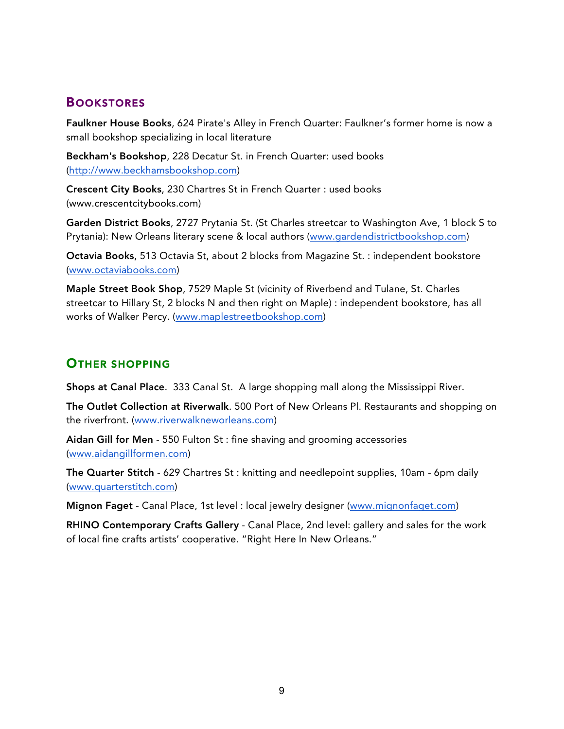## Bookstores

**Faulkner House Books**, 624 Pirate's Alley in French Quarter: Faulkner's former home is now a small bookshop specializing in local literature

**Beckham's Bookshop**, 228 Decatur St. in French Quarter: used books (http://www.beckhamsbookshop.com)

**Crescent City Books**, 230 Chartres St in French Quarter : used books (www.crescentcitybooks.com)

**Garden District Books**, 2727 Prytania St. (St Charles streetcar to Washington Ave, 1 block S to Prytania): New Orleans literary scene & local authors (www.gardendistrictbookshop.com)

**Octavia Books**, 513 Octavia St, about 2 blocks from Magazine St. : independent bookstore (www.octaviabooks.com)

**Maple Street Book Shop**, 7529 Maple St (vicinity of Riverbend and Tulane, St. Charles streetcar to Hillary St, 2 blocks N and then right on Maple) : independent bookstore, has all works of Walker Percy. (www.maplestreetbookshop.com)

## Other shopping

**Shops at Canal Place**. 333 Canal St. A large shopping mall along the Mississippi River.

**The Outlet Collection at Riverwalk**. 500 Port of New Orleans Pl. Restaurants and shopping on the riverfront. (www.riverwalkneworleans.com)

**Aidan Gill for Men** - 550 Fulton St : fine shaving and grooming accessories (www.aidangillformen.com)

**The Quarter Stitch** - 629 Chartres St : knitting and needlepoint supplies, 10am - 6pm daily (www.quarterstitch.com)

**Mignon Faget** - Canal Place, 1st level : local jewelry designer (www.mignonfaget.com)

**RHINO Contemporary Crafts Gallery** - Canal Place, 2nd level: gallery and sales for the work of local fine crafts artists' cooperative. "Right Here In New Orleans."